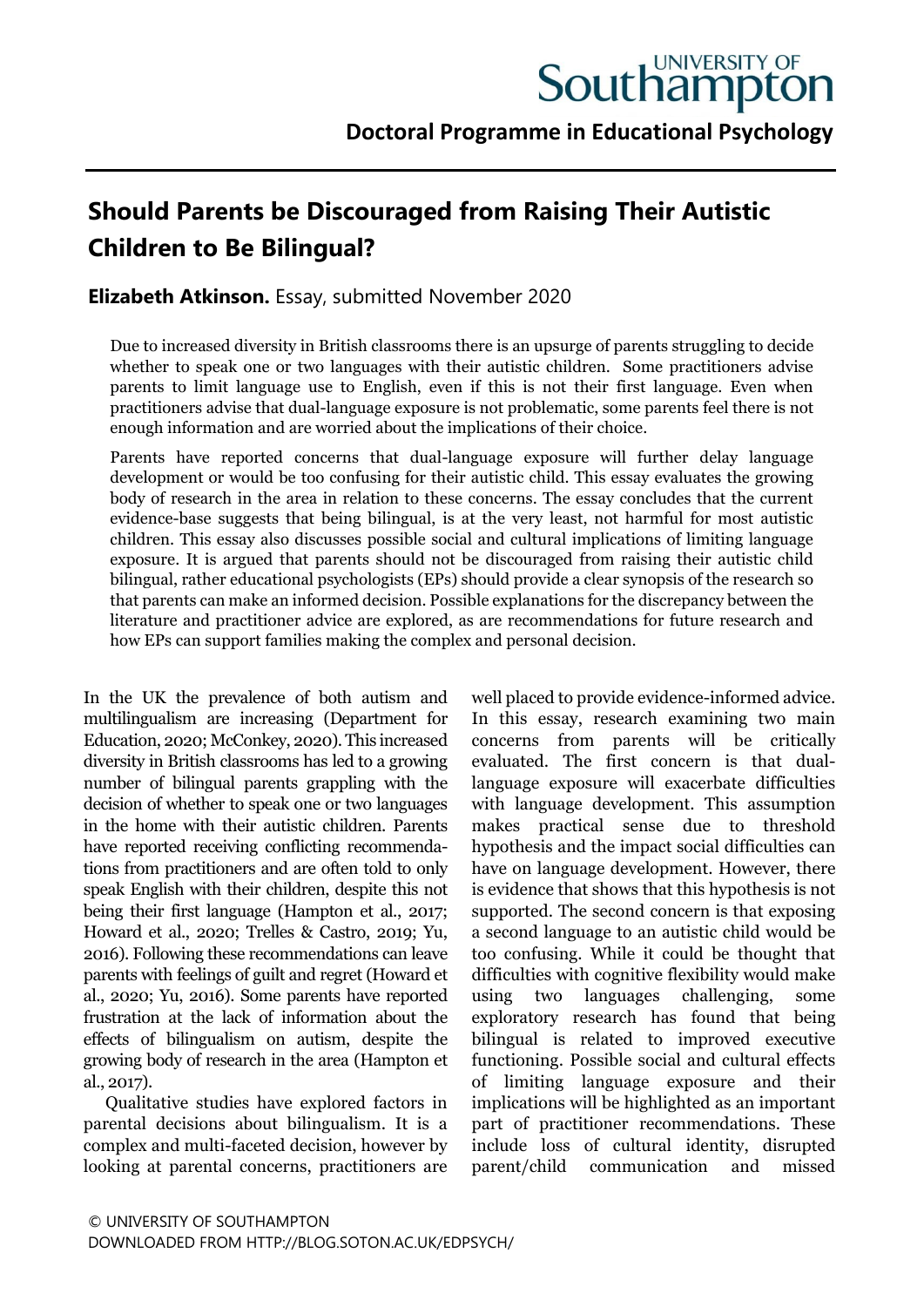University of Southampton

Doctoral Programme in Educational Psychology

# Should Parents be Discouraged from Raising Their Autistic Children to Be Bilingual?

**Elizabeth Atkinson.** Essay, submitted November 2020

Due to increased diversity in British classrooms there is an upsurge of parents struggling to decide whether to speak one or two languages with their autistic children. Some practitioners advise parents to limit language use to English, even if this is not their first language. Even when practitioners advise that dual-language exposure is not problematic, some parents feel there is not enough information and are worried about the implications of their choice.

Parents have reported concerns that dual-language exposure will further delay language development or would be too confusing for their autistic child. This essay evaluates the growing body of research in the area in relation to these concerns. The essay concludes that the current evidence-base suggests that being bilingual, is at the very least, not harmful for most autistic children. This essay also discusses possible social and cultural implications of limiting language exposure. It is argued that parents should not be discouraged from raising their autistic child bilingual, rather educational psychologists (EPs) should provide a clear synopsis of the research so that parents can make an informed decision. Possible explanations for the discrepancy between the literature and practitioner advice are explored, as are recommendations for future research and how EPs can support families making the complex and personal decision.

In the UK the prevalence of both autism and multilingualism are increasing (Department for Education, 2020; McConkey, 2020). This increased diversity in British classrooms has led to a growing number of bilingual parents grappling with the decision of whether to speak one or two languages in the home with their autistic children. Parents have reported receiving conflicting recommendations from practitioners and are often told to only speak English with their children, despite this not being their first language (Hampton et al., 2017; Howard et al., 2020; Trelles & Castro, 2019; Yu, 2016). Following these recommendations can leave parents with feelings of guilt and regret (Howard et al., 2020; Yu, 2016). Some parents have reported frustration at the lack of information about the effects of bilingualism on autism, despite the growing body of research in the area (Hampton et al., 2017).

Qualitative studies have explored factors in parental decisions about bilingualism. It is a complex and multi-faceted decision, however by looking at parental concerns, practitioners are well placed to provide evidence-informed advice. In this essay, research examining two main concerns from parents will be critically evaluated. The first concern is that dual-language exposure will exacerbate difficulties with language development. This assumption makes practical sense due to threshold hypothesis and the impact social difficulties can have on language development. However, there is evidence that shows that this hypothesis is not supported. The second concern is that exposing a second language to an autistic child would be too confusing. While it could be thought that difficulties with cognitive flexibility would make using two languages challenging, some exploratory research has found that being bilingual is related to improved executive functioning. Possible social and cultural effects of limiting language exposure and their implications will be highlighted as an important part of practitioner recommendations. These include loss of cultural identity, disrupted parent/child communication and missed

© UNIVERSITY OF SOUTHAMPTON
DOWNLOADED FROM HTTP://BLOG.SOTON.AC.UK/EDPSYCH/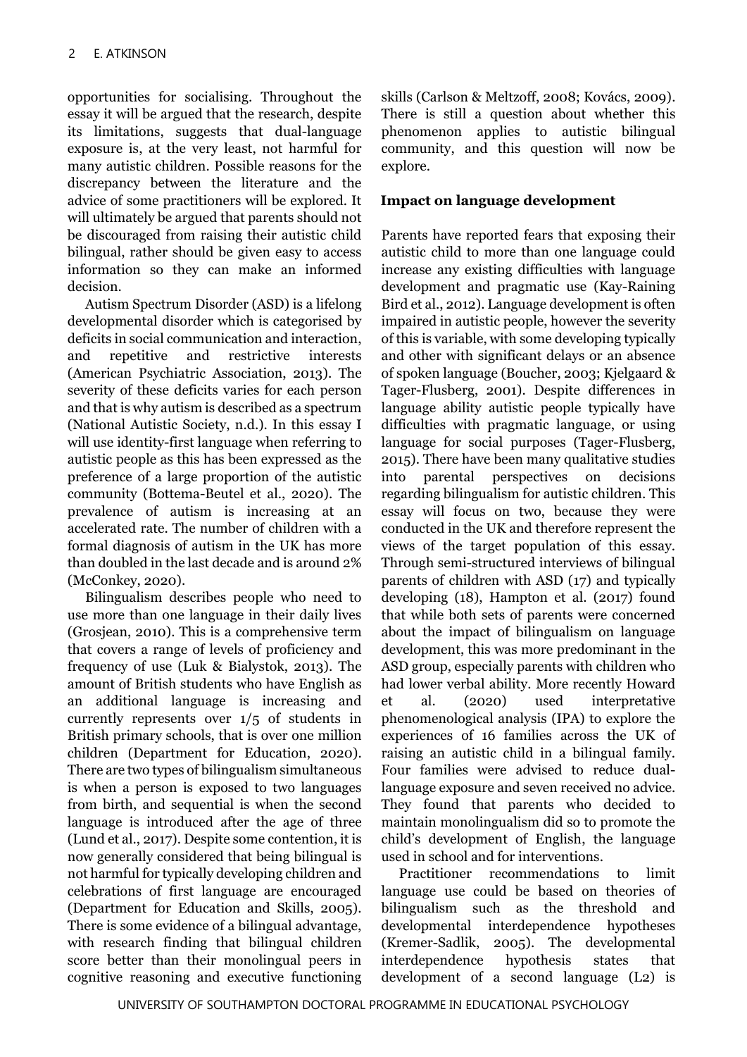opportunities for socialising. Throughout the essay it will be argued that the research, despite its limitations, suggests that dual-language exposure is, at the very least, not harmful for many autistic children. Possible reasons for the discrepancy between the literature and the advice of some practitioners will be explored. It will ultimately be argued that parents should not be discouraged from raising their autistic child bilingual, rather should be given easy to access information so they can make an informed decision.

Autism Spectrum Disorder (ASD) is a lifelong developmental disorder which is categorised by deficits in social communication and interaction, and repetitive and restrictive interests (American Psychiatric Association, 2013). The severity of these deficits varies for each person and that is why autism is described as a spectrum (National Autistic Society, n.d.). In this essay I will use identity-first language when referring to autistic people as this has been expressed as the preference of a large proportion of the autistic community (Bottema-Beutel et al., 2020). The prevalence of autism is increasing at an accelerated rate. The number of children with a formal diagnosis of autism in the UK has more than doubled in the last decade and is around 2% (McConkey, 2020).

Bilingualism describes people who need to use more than one language in their daily lives (Grosjean, 2010). This is a comprehensive term that covers a range of levels of proficiency and frequency of use (Luk & Bialystok, 2013). The amount of British students who have English as an additional language is increasing and currently represents over 1/5 of students in British primary schools, that is over one million children (Department for Education, 2020). There are two types of bilingualism simultaneous is when a person is exposed to two languages from birth, and sequential is when the second language is introduced after the age of three (Lund et al., 2017). Despite some contention, it is now generally considered that being bilingual is not harmful for typically developing children and celebrations of first language are encouraged (Department for Education and Skills, 2005). There is some evidence of a bilingual advantage, with research finding that bilingual children score better than their monolingual peers in cognitive reasoning and executive functioning skills (Carlson & Meltzoff, 2008; Kovács, 2009). There is still a question about whether this phenomenon applies to autistic bilingual community, and this question will now be explore.

**Impact on language development**

Parents have reported fears that exposing their autistic child to more than one language could increase any existing difficulties with language development and pragmatic use (Kay-Raining Bird et al., 2012). Language development is often impaired in autistic people, however the severity of this is variable, with some developing typically and other with significant delays or an absence of spoken language (Boucher, 2003; Kjelgaard & Tager-Flusberg, 2001). Despite differences in language ability autistic people typically have difficulties with pragmatic language, or using language for social purposes (Tager-Flusberg, 2015). There have been many qualitative studies into parental perspectives on decisions regarding bilingualism for autistic children. This essay will focus on two, because they were conducted in the UK and therefore represent the views of the target population of this essay. Through semi-structured interviews of bilingual parents of children with ASD (17) and typically developing (18), Hampton et al. (2017) found that while both sets of parents were concerned about the impact of bilingualism on language development, this was more predominant in the ASD group, especially parents with children who had lower verbal ability. More recently Howard et al. (2020) used interpretative phenomenological analysis (IPA) to explore the experiences of 16 families across the UK of raising an autistic child in a bilingual family. Four families were advised to reduce dual-language exposure and seven received no advice. They found that parents who decided to maintain monolingualism did so to promote the child's development of English, the language used in school and for interventions.

Practitioner recommendations to limit language use could be based on theories of bilingualism such as the threshold and developmental interdependence hypotheses (Kremer-Sadlik, 2005). The developmental interdependence hypothesis states that development of a second language (L2) is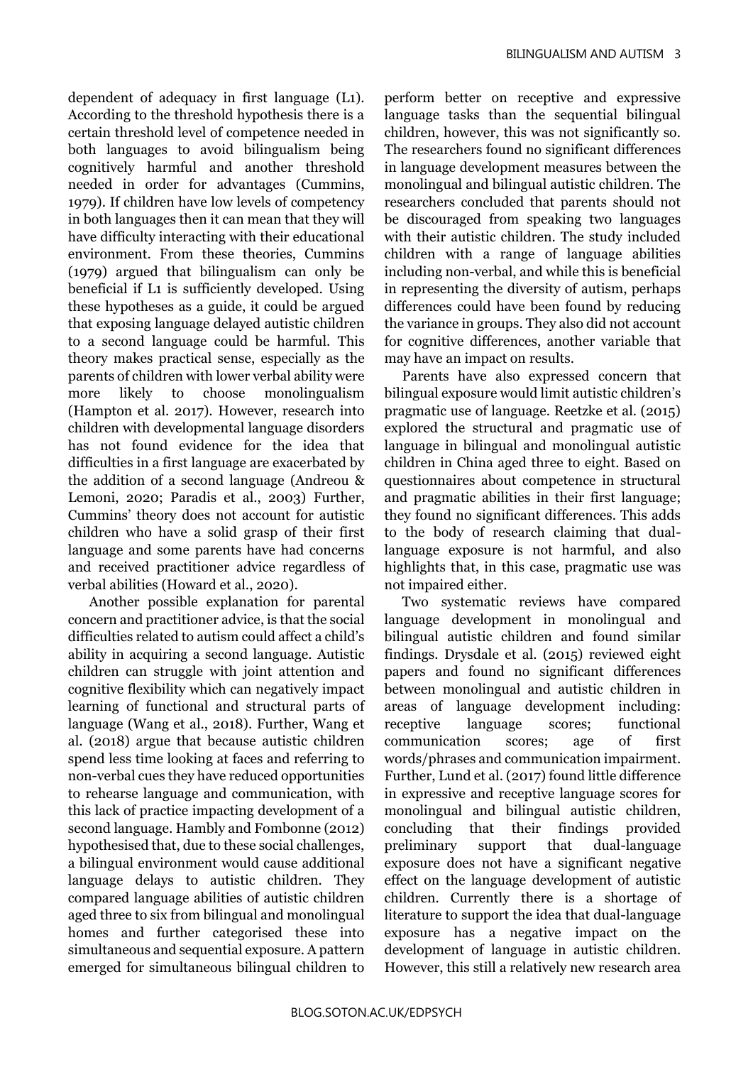dependent of adequacy in first language (L1). According to the threshold hypothesis there is a certain threshold level of competence needed in both languages to avoid bilingualism being cognitively harmful and another threshold needed in order for advantages (Cummins, 1979). If children have low levels of competency in both languages then it can mean that they will have difficulty interacting with their educational environment. From these theories, Cummins (1979) argued that bilingualism can only be beneficial if L1 is sufficiently developed. Using these hypotheses as a guide, it could be argued that exposing language delayed autistic children to a second language could be harmful. This theory makes practical sense, especially as the parents of children with lower verbal ability were more likely to choose monolingualism (Hampton et al. 2017). However, research into children with developmental language disorders has not found evidence for the idea that difficulties in a first language are exacerbated by the addition of a second language (Andreou & Lemoni, 2020; Paradis et al., 2003) Further, Cummins' theory does not account for autistic children who have a solid grasp of their first language and some parents have had concerns and received practitioner advice regardless of verbal abilities (Howard et al., 2020).

Another possible explanation for parental concern and practitioner advice, is that the social difficulties related to autism could affect a child's ability in acquiring a second language. Autistic children can struggle with joint attention and cognitive flexibility which can negatively impact learning of functional and structural parts of language (Wang et al., 2018). Further, Wang et al. (2018) argue that because autistic children spend less time looking at faces and referring to non-verbal cues they have reduced opportunities to rehearse language and communication, with this lack of practice impacting development of a second language. Hambly and Fombonne (2012) hypothesised that, due to these social challenges, a bilingual environment would cause additional language delays to autistic children. They compared language abilities of autistic children aged three to six from bilingual and monolingual homes and further categorised these into simultaneous and sequential exposure. A pattern emerged for simultaneous bilingual children to perform better on receptive and expressive language tasks than the sequential bilingual children, however, this was not significantly so. The researchers found no significant differences in language development measures between the monolingual and bilingual autistic children. The researchers concluded that parents should not be discouraged from speaking two languages with their autistic children. The study included children with a range of language abilities including non-verbal, and while this is beneficial in representing the diversity of autism, perhaps differences could have been found by reducing the variance in groups. They also did not account for cognitive differences, another variable that may have an impact on results.

Parents have also expressed concern that bilingual exposure would limit autistic children's pragmatic use of language. Reetzke et al. (2015) explored the structural and pragmatic use of language in bilingual and monolingual autistic children in China aged three to eight. Based on questionnaires about competence in structural and pragmatic abilities in their first language; they found no significant differences. This adds to the body of research claiming that dual-language exposure is not harmful, and also highlights that, in this case, pragmatic use was not impaired either.

Two systematic reviews have compared language development in monolingual and bilingual autistic children and found similar findings. Drysdale et al. (2015) reviewed eight papers and found no significant differences between monolingual and autistic children in areas of language development including: receptive language scores; functional communication scores; age of first words/phrases and communication impairment. Further, Lund et al. (2017) found little difference in expressive and receptive language scores for monolingual and bilingual autistic children, concluding that their findings provided preliminary support that dual-language exposure does not have a significant negative effect on the language development of autistic children. Currently there is a shortage of literature to support the idea that dual-language exposure has a negative impact on the development of language in autistic children. However, this still a relatively new research area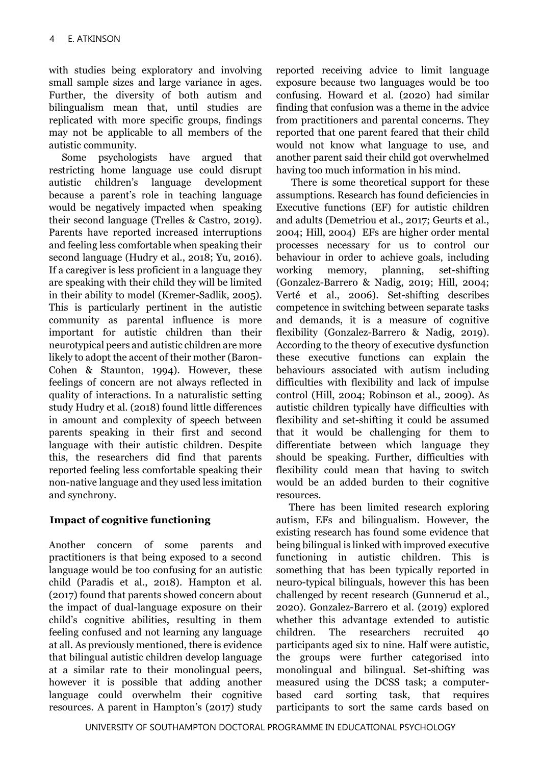with studies being exploratory and involving small sample sizes and large variance in ages. Further, the diversity of both autism and bilingualism mean that, until studies are replicated with more specific groups, findings may not be applicable to all members of the autistic community.

Some psychologists have argued that restricting home language use could disrupt autistic children's language development because a parent's role in teaching language would be negatively impacted when speaking their second language (Trelles & Castro, 2019). Parents have reported increased interruptions and feeling less comfortable when speaking their second language (Hudry et al., 2018; Yu, 2016). If a caregiver is less proficient in a language they are speaking with their child they will be limited in their ability to model (Kremer-Sadlik, 2005). This is particularly pertinent in the autistic community as parental influence is more important for autistic children than their neurotypical peers and autistic children are more likely to adopt the accent of their mother (Baron-Cohen & Staunton, 1994). However, these feelings of concern are not always reflected in quality of interactions. In a naturalistic setting study Hudry et al. (2018) found little differences in amount and complexity of speech between parents speaking in their first and second language with their autistic children. Despite this, the researchers did find that parents reported feeling less comfortable speaking their non-native language and they used less imitation and synchrony.

## Impact of cognitive functioning

Another concern of some parents and practitioners is that being exposed to a second language would be too confusing for an autistic child (Paradis et al., 2018). Hampton et al. (2017) found that parents showed concern about the impact of dual-language exposure on their child's cognitive abilities, resulting in them feeling confused and not learning any language at all. As previously mentioned, there is evidence that bilingual autistic children develop language at a similar rate to their monolingual peers, however it is possible that adding another language could overwhelm their cognitive resources. A parent in Hampton's (2017) study reported receiving advice to limit language exposure because two languages would be too confusing. Howard et al. (2020) had similar finding that confusion was a theme in the advice from practitioners and parental concerns. They reported that one parent feared that their child would not know what language to use, and another parent said their child got overwhelmed having too much information in his mind.

There is some theoretical support for these assumptions. Research has found deficiencies in Executive functions (EF) for autistic children and adults (Demetriou et al., 2017; Geurts et al., 2004; Hill, 2004) EFs are higher order mental processes necessary for us to control our behaviour in order to achieve goals, including working memory, planning, set-shifting (Gonzalez-Barrero & Nadig, 2019; Hill, 2004; Verté et al., 2006). Set-shifting describes competence in switching between separate tasks and demands, it is a measure of cognitive flexibility (Gonzalez-Barrero & Nadig, 2019). According to the theory of executive dysfunction these executive functions can explain the behaviours associated with autism including difficulties with flexibility and lack of impulse control (Hill, 2004; Robinson et al., 2009). As autistic children typically have difficulties with flexibility and set-shifting it could be assumed that it would be challenging for them to differentiate between which language they should be speaking. Further, difficulties with flexibility could mean that having to switch would be an added burden to their cognitive resources.

There has been limited research exploring autism, EFs and bilingualism. However, the existing research has found some evidence that being bilingual is linked with improved executive functioning in autistic children. This is something that has been typically reported in neuro-typical bilinguals, however this has been challenged by recent research (Gunnerud et al., 2020). Gonzalez-Barrero et al. (2019) explored whether this advantage extended to autistic children. The researchers recruited 40 participants aged six to nine. Half were autistic, the groups were further categorised into monolingual and bilingual. Set-shifting was measured using the DCSS task; a computer-based card sorting task, that requires participants to sort the same cards based on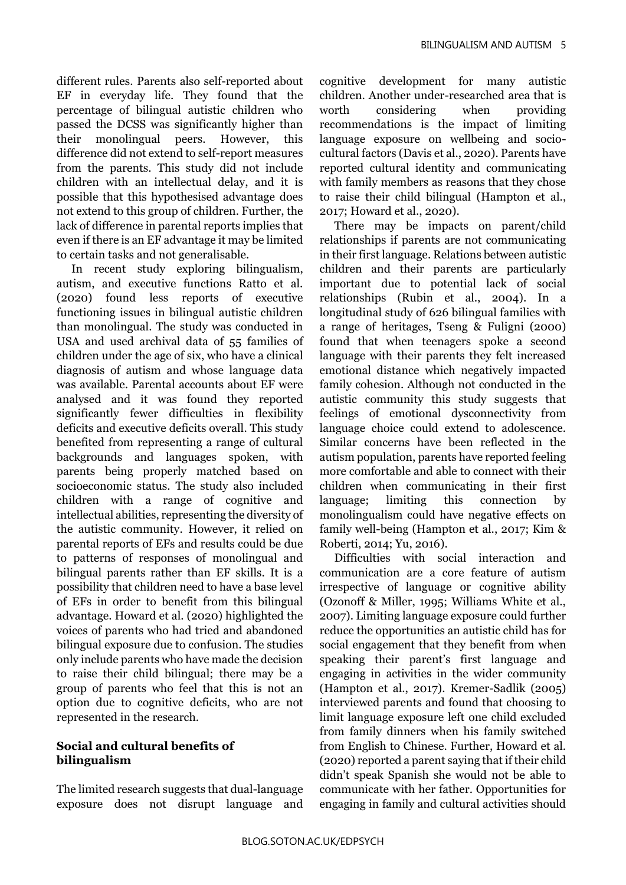different rules. Parents also self-reported about EF in everyday life. They found that the percentage of bilingual autistic children who passed the DCSS was significantly higher than their monolingual peers. However, this difference did not extend to self-report measures from the parents. This study did not include children with an intellectual delay, and it is possible that this hypothesised advantage does not extend to this group of children. Further, the lack of difference in parental reports implies that even if there is an EF advantage it may be limited to certain tasks and not generalisable.

In recent study exploring bilingualism, autism, and executive functions Ratto et al. (2020) found less reports of executive functioning issues in bilingual autistic children than monolingual. The study was conducted in USA and used archival data of 55 families of children under the age of six, who have a clinical diagnosis of autism and whose language data was available. Parental accounts about EF were analysed and it was found they reported significantly fewer difficulties in flexibility deficits and executive deficits overall. This study benefited from representing a range of cultural backgrounds and languages spoken, with parents being properly matched based on socioeconomic status. The study also included children with a range of cognitive and intellectual abilities, representing the diversity of the autistic community. However, it relied on parental reports of EFs and results could be due to patterns of responses of monolingual and bilingual parents rather than EF skills. It is a possibility that children need to have a base level of EFs in order to benefit from this bilingual advantage. Howard et al. (2020) highlighted the voices of parents who had tried and abandoned bilingual exposure due to confusion. The studies only include parents who have made the decision to raise their child bilingual; there may be a group of parents who feel that this is not an option due to cognitive deficits, who are not represented in the research.

**Social and cultural benefits of bilingualism**

The limited research suggests that dual-language exposure does not disrupt language and cognitive development for many autistic children. Another under-researched area that is worth considering when providing recommendations is the impact of limiting language exposure on wellbeing and socio-cultural factors (Davis et al., 2020). Parents have reported cultural identity and communicating with family members as reasons that they chose to raise their child bilingual (Hampton et al., 2017; Howard et al., 2020).

There may be impacts on parent/child relationships if parents are not communicating in their first language. Relations between autistic children and their parents are particularly important due to potential lack of social relationships (Rubin et al., 2004). In a longitudinal study of 626 bilingual families with a range of heritages, Tseng & Fuligni (2000) found that when teenagers spoke a second language with their parents they felt increased emotional distance which negatively impacted family cohesion. Although not conducted in the autistic community this study suggests that feelings of emotional dysconnectivity from language choice could extend to adolescence. Similar concerns have been reflected in the autism population, parents have reported feeling more comfortable and able to connect with their children when communicating in their first language; limiting this connection by monolingualism could have negative effects on family well-being (Hampton et al., 2017; Kim & Roberti, 2014; Yu, 2016).

Difficulties with social interaction and communication are a core feature of autism irrespective of language or cognitive ability (Ozonoff & Miller, 1995; Williams White et al., 2007). Limiting language exposure could further reduce the opportunities an autistic child has for social engagement that they benefit from when speaking their parent's first language and engaging in activities in the wider community (Hampton et al., 2017). Kremer-Sadlik (2005) interviewed parents and found that choosing to limit language exposure left one child excluded from family dinners when his family switched from English to Chinese. Further, Howard et al. (2020) reported a parent saying that if their child didn't speak Spanish she would not be able to communicate with her father. Opportunities for engaging in family and cultural activities should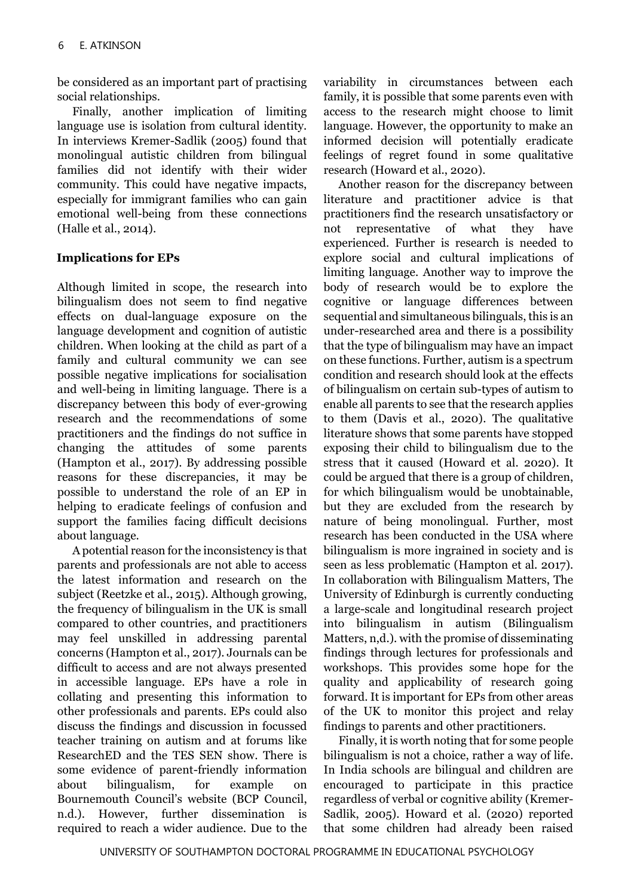be considered as an important part of practising social relationships.

Finally, another implication of limiting language use is isolation from cultural identity. In interviews Kremer-Sadlik (2005) found that monolingual autistic children from bilingual families did not identify with their wider community. This could have negative impacts, especially for immigrant families who can gain emotional well-being from these connections (Halle et al., 2014).

## Implications for EPs

Although limited in scope, the research into bilingualism does not seem to find negative effects on dual-language exposure on the language development and cognition of autistic children. When looking at the child as part of a family and cultural community we can see possible negative implications for socialisation and well-being in limiting language. There is a discrepancy between this body of ever-growing research and the recommendations of some practitioners and the findings do not suffice in changing the attitudes of some parents (Hampton et al., 2017). By addressing possible reasons for these discrepancies, it may be possible to understand the role of an EP in helping to eradicate feelings of confusion and support the families facing difficult decisions about language.

A potential reason for the inconsistency is that parents and professionals are not able to access the latest information and research on the subject (Reetzke et al., 2015). Although growing, the frequency of bilingualism in the UK is small compared to other countries, and practitioners may feel unskilled in addressing parental concerns (Hampton et al., 2017). Journals can be difficult to access and are not always presented in accessible language. EPs have a role in collating and presenting this information to other professionals and parents. EPs could also discuss the findings and discussion in focussed teacher training on autism and at forums like ResearchED and the TES SEN show. There is some evidence of parent-friendly information about bilingualism, for example on Bournemouth Council's website (BCP Council, n.d.). However, further dissemination is required to reach a wider audience. Due to the variability in circumstances between each family, it is possible that some parents even with access to the research might choose to limit language. However, the opportunity to make an informed decision will potentially eradicate feelings of regret found in some qualitative research (Howard et al., 2020).

Another reason for the discrepancy between literature and practitioner advice is that practitioners find the research unsatisfactory or not representative of what they have experienced. Further is research is needed to explore social and cultural implications of limiting language. Another way to improve the body of research would be to explore the cognitive or language differences between sequential and simultaneous bilinguals, this is an under-researched area and there is a possibility that the type of bilingualism may have an impact on these functions. Further, autism is a spectrum condition and research should look at the effects of bilingualism on certain sub-types of autism to enable all parents to see that the research applies to them (Davis et al., 2020). The qualitative literature shows that some parents have stopped exposing their child to bilingualism due to the stress that it caused (Howard et al. 2020). It could be argued that there is a group of children, for which bilingualism would be unobtainable, but they are excluded from the research by nature of being monolingual. Further, most research has been conducted in the USA where bilingualism is more ingrained in society and is seen as less problematic (Hampton et al. 2017). In collaboration with Bilingualism Matters, The University of Edinburgh is currently conducting a large-scale and longitudinal research project into bilingualism in autism (Bilingualism Matters, n,d.). with the promise of disseminating findings through lectures for professionals and workshops. This provides some hope for the quality and applicability of research going forward. It is important for EPs from other areas of the UK to monitor this project and relay findings to parents and other practitioners.

Finally, it is worth noting that for some people bilingualism is not a choice, rather a way of life. In India schools are bilingual and children are encouraged to participate in this practice regardless of verbal or cognitive ability (Kremer-Sadlik, 2005). Howard et al. (2020) reported that some children had already been raised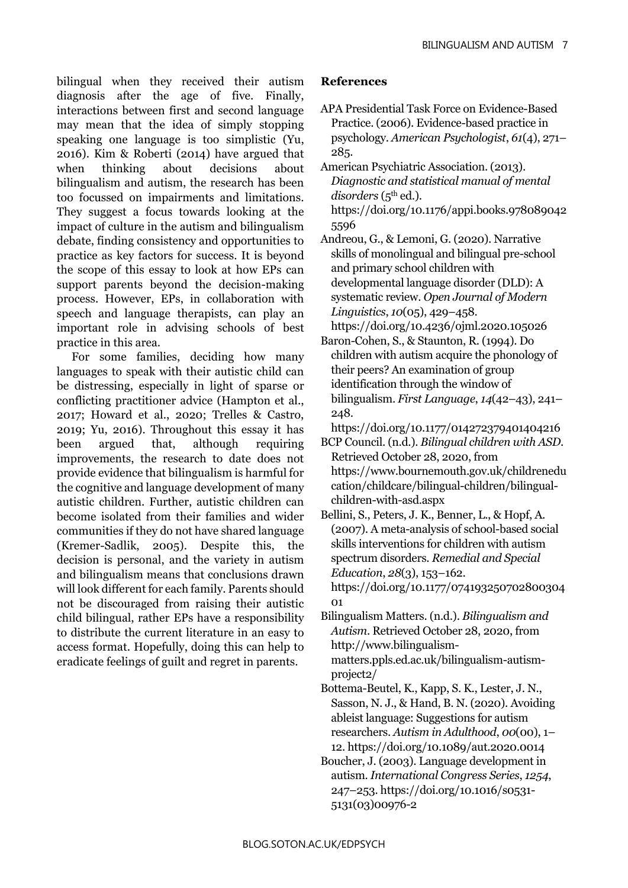bilingual when they received their autism diagnosis after the age of five. Finally, interactions between first and second language may mean that the idea of simply stopping speaking one language is too simplistic (Yu, 2016). Kim & Roberti (2014) have argued that when thinking about decisions about bilingualism and autism, the research has been too focussed on impairments and limitations. They suggest a focus towards looking at the impact of culture in the autism and bilingualism debate, finding consistency and opportunities to practice as key factors for success. It is beyond the scope of this essay to look at how EPs can support parents beyond the decision-making process. However, EPs, in collaboration with speech and language therapists, can play an important role in advising schools of best practice in this area.

For some families, deciding how many languages to speak with their autistic child can be distressing, especially in light of sparse or conflicting practitioner advice (Hampton et al., 2017; Howard et al., 2020; Trelles & Castro, 2019; Yu, 2016). Throughout this essay it has been argued that, although requiring improvements, the research to date does not provide evidence that bilingualism is harmful for the cognitive and language development of many autistic children. Further, autistic children can become isolated from their families and wider communities if they do not have shared language (Kremer-Sadlik, 2005). Despite this, the decision is personal, and the variety in autism and bilingualism means that conclusions drawn will look different for each family. Parents should not be discouraged from raising their autistic child bilingual, rather EPs have a responsibility to distribute the current literature in an easy to access format. Hopefully, doing this can help to eradicate feelings of guilt and regret in parents.

## References

APA Presidential Task Force on Evidence-Based Practice. (2006). Evidence-based practice in psychology. *American Psychologist*, *61*(4), 271–285.

American Psychiatric Association. (2013). *Diagnostic and statistical manual of mental disorders* (5th ed.). https://doi.org/10.1176/appi.books.9780890425596

Andreou, G., & Lemoni, G. (2020). Narrative skills of monolingual and bilingual pre-school and primary school children with developmental language disorder (DLD): A systematic review. *Open Journal of Modern Linguistics*, *10*(05), 429–458. https://doi.org/10.4236/ojml.2020.105026

Baron-Cohen, S., & Staunton, R. (1994). Do children with autism acquire the phonology of their peers? An examination of group identification through the window of bilingualism. *First Language*, *14*(42–43), 241–248. https://doi.org/10.1177/014272379401404216

BCP Council. (n.d.). *Bilingual children with ASD*. Retrieved October 28, 2020, from https://www.bournemouth.gov.uk/childreneducation/childcare/bilingual-children/bilingual-children-with-asd.aspx

Bellini, S., Peters, J. K., Benner, L., & Hopf, A. (2007). A meta-analysis of school-based social skills interventions for children with autism spectrum disorders. *Remedial and Special Education*, *28*(3), 153–162. https://doi.org/10.1177/07419325070280030401

Bilingualism Matters. (n.d.). *Bilingualism and Autism*. Retrieved October 28, 2020, from http://www.bilingualism-matters.ppls.ed.ac.uk/bilingualism-autism-project2/

Bottema-Beutel, K., Kapp, S. K., Lester, J. N., Sasson, N. J., & Hand, B. N. (2020). Avoiding ableist language: Suggestions for autism researchers. *Autism in Adulthood*, *00*(00), 1–12. https://doi.org/10.1089/aut.2020.0014

Boucher, J. (2003). Language development in autism. *International Congress Series*, *1254*, 247–253. https://doi.org/10.1016/s0531-5131(03)00976-2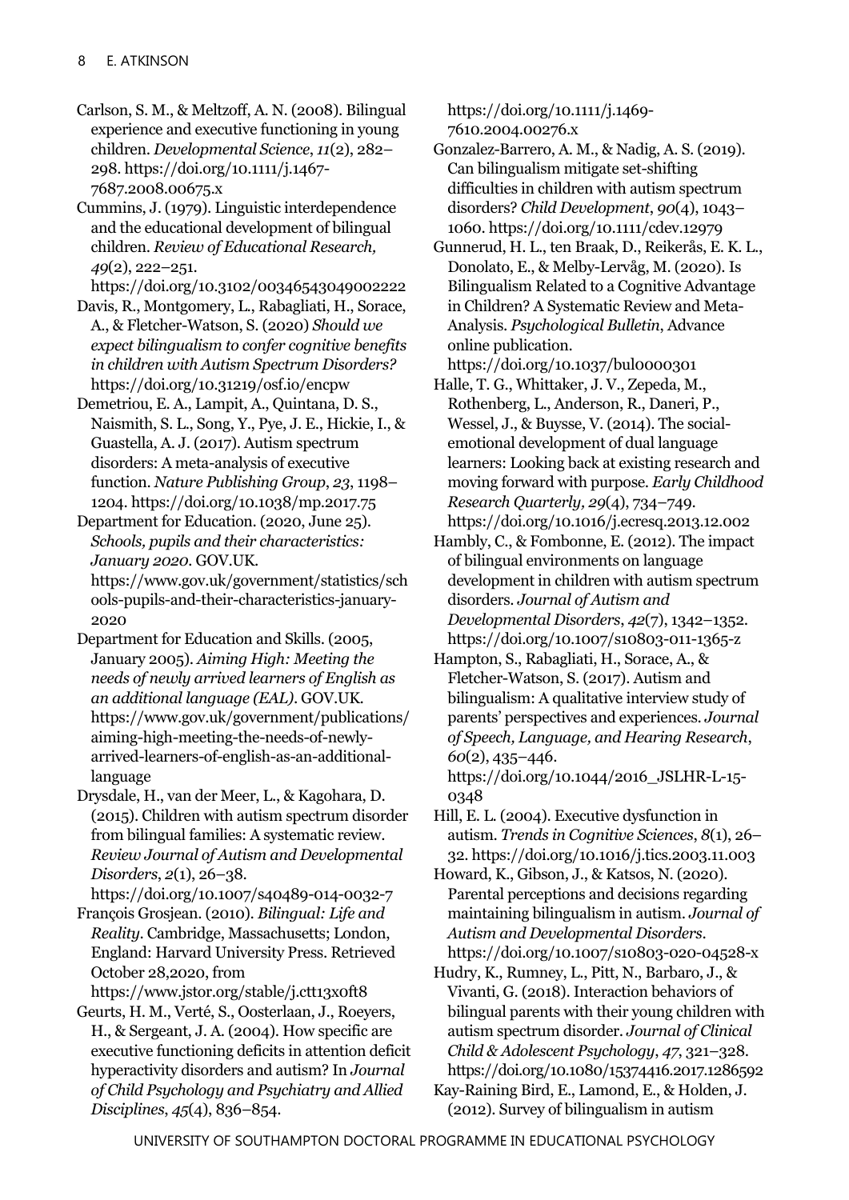Carlson, S. M., & Meltzoff, A. N. (2008). Bilingual experience and executive functioning in young children. *Developmental Science*, *11*(2), 282–298. https://doi.org/10.1111/j.1467-7687.2008.00675.x

Cummins, J. (1979). Linguistic interdependence and the educational development of bilingual children. *Review of Educational Research, 49*(2), 222–251. https://doi.org/10.3102/00346543049002222

Davis, R., Montgomery, L., Rabagliati, H., Sorace, A., & Fletcher-Watson, S. (2020) *Should we expect bilingualism to confer cognitive benefits in children with Autism Spectrum Disorders?* https://doi.org/10.31219/osf.io/encpw

Demetriou, E. A., Lampit, A., Quintana, D. S., Naismith, S. L., Song, Y., Pye, J. E., Hickie, I., & Guastella, A. J. (2017). Autism spectrum disorders: A meta-analysis of executive function. *Nature Publishing Group*, *23*, 1198–1204. https://doi.org/10.1038/mp.2017.75

Department for Education. (2020, June 25). *Schools, pupils and their characteristics: January 2020*. GOV.UK. https://www.gov.uk/government/statistics/schools-pupils-and-their-characteristics-january-2020

Department for Education and Skills. (2005, January 2005). *Aiming High: Meeting the needs of newly arrived learners of English as an additional language (EAL)*. GOV.UK. https://www.gov.uk/government/publications/aiming-high-meeting-the-needs-of-newly-arrived-learners-of-english-as-an-additional-language

Drysdale, H., van der Meer, L., & Kagohara, D. (2015). Children with autism spectrum disorder from bilingual families: A systematic review. *Review Journal of Autism and Developmental Disorders*, *2*(1), 26–38. https://doi.org/10.1007/s40489-014-0032-7

François Grosjean. (2010). *Bilingual: Life and Reality*. Cambridge, Massachusetts; London, England: Harvard University Press. Retrieved October 28,2020, from https://www.jstor.org/stable/j.ctt13x0ft8

Geurts, H. M., Verté, S., Oosterlaan, J., Roeyers, H., & Sergeant, J. A. (2004). How specific are executive functioning deficits in attention deficit hyperactivity disorders and autism? In *Journal of Child Psychology and Psychiatry and Allied Disciplines*, *45*(4), 836–854. https://doi.org/10.1111/j.1469-7610.2004.00276.x

Gonzalez-Barrero, A. M., & Nadig, A. S. (2019). Can bilingualism mitigate set-shifting difficulties in children with autism spectrum disorders? *Child Development*, *90*(4), 1043–1060. https://doi.org/10.1111/cdev.12979

Gunnerud, H. L., ten Braak, D., Reikerås, E. K. L., Donolato, E., & Melby-Lervåg, M. (2020). Is Bilingualism Related to a Cognitive Advantage in Children? A Systematic Review and Meta-Analysis. *Psychological Bulletin*, Advance online publication. https://doi.org/10.1037/bul0000301

Halle, T. G., Whittaker, J. V., Zepeda, M., Rothenberg, L., Anderson, R., Daneri, P., Wessel, J., & Buysse, V. (2014). The social-emotional development of dual language learners: Looking back at existing research and moving forward with purpose. *Early Childhood Research Quarterly, 29*(4), 734–749. https://doi.org/10.1016/j.ecresq.2013.12.002

Hambly, C., & Fombonne, E. (2012). The impact of bilingual environments on language development in children with autism spectrum disorders. *Journal of Autism and Developmental Disorders*, *42*(7), 1342–1352. https://doi.org/10.1007/s10803-011-1365-z

Hampton, S., Rabagliati, H., Sorace, A., & Fletcher-Watson, S. (2017). Autism and bilingualism: A qualitative interview study of parents' perspectives and experiences. *Journal of Speech, Language, and Hearing Research*, *60*(2), 435–446. https://doi.org/10.1044/2016_JSLHR-L-15-0348

Hill, E. L. (2004). Executive dysfunction in autism. *Trends in Cognitive Sciences*, *8*(1), 26–32. https://doi.org/10.1016/j.tics.2003.11.003

Howard, K., Gibson, J., & Katsos, N. (2020). Parental perceptions and decisions regarding maintaining bilingualism in autism. *Journal of Autism and Developmental Disorders*. https://doi.org/10.1007/s10803-020-04528-x

Hudry, K., Rumney, L., Pitt, N., Barbaro, J., & Vivanti, G. (2018). Interaction behaviors of bilingual parents with their young children with autism spectrum disorder. *Journal of Clinical Child & Adolescent Psychology*, *47*, 321–328. https://doi.org/10.1080/15374416.2017.1286592

Kay-Raining Bird, E., Lamond, E., & Holden, J. (2012). Survey of bilingualism in autism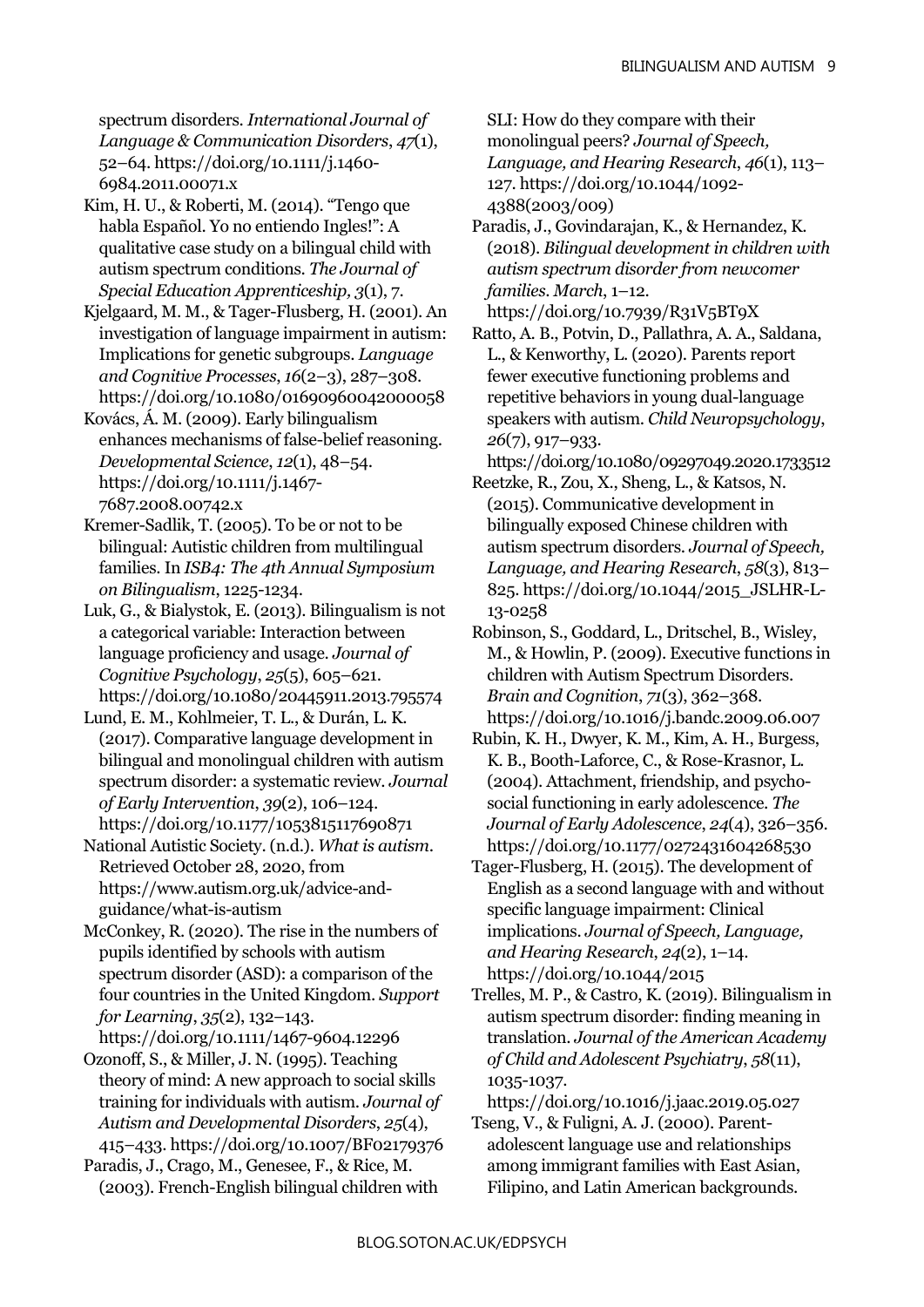spectrum disorders. *International Journal of Language & Communication Disorders*, *47*(1), 52–64. https://doi.org/10.1111/j.1460-6984.2011.00071.x

Kim, H. U., & Roberti, M. (2014). "Tengo que habla Español. Yo no entiendo Ingles!": A qualitative case study on a bilingual child with autism spectrum conditions. *The Journal of Special Education Apprenticeship, 3*(1), 7.

Kjelgaard, M. M., & Tager-Flusberg, H. (2001). An investigation of language impairment in autism: Implications for genetic subgroups. *Language and Cognitive Processes*, *16*(2–3), 287–308. https://doi.org/10.1080/01690960042000058

Kovács, Á. M. (2009). Early bilingualism enhances mechanisms of false-belief reasoning. *Developmental Science*, *12*(1), 48–54. https://doi.org/10.1111/j.1467-7687.2008.00742.x

Kremer-Sadlik, T. (2005). To be or not to be bilingual: Autistic children from multilingual families. In *ISB4: The 4th Annual Symposium on Bilingualism*, 1225-1234.

Luk, G., & Bialystok, E. (2013). Bilingualism is not a categorical variable: Interaction between language proficiency and usage. *Journal of Cognitive Psychology*, *25*(5), 605–621. https://doi.org/10.1080/20445911.2013.795574

Lund, E. M., Kohlmeier, T. L., & Durán, L. K. (2017). Comparative language development in bilingual and monolingual children with autism spectrum disorder: a systematic review. *Journal of Early Intervention*, *39*(2), 106–124. https://doi.org/10.1177/1053815117690871

National Autistic Society. (n.d.). *What is autism*. Retrieved October 28, 2020, from https://www.autism.org.uk/advice-and-guidance/what-is-autism

McConkey, R. (2020). The rise in the numbers of pupils identified by schools with autism spectrum disorder (ASD): a comparison of the four countries in the United Kingdom. *Support for Learning*, *35*(2), 132–143. https://doi.org/10.1111/1467-9604.12296

Ozonoff, S., & Miller, J. N. (1995). Teaching theory of mind: A new approach to social skills training for individuals with autism. *Journal of Autism and Developmental Disorders*, *25*(4), 415–433. https://doi.org/10.1007/BF02179376

Paradis, J., Crago, M., Genesee, F., & Rice, M. (2003). French-English bilingual children with SLI: How do they compare with their monolingual peers? *Journal of Speech, Language, and Hearing Research*, *46*(1), 113–127. https://doi.org/10.1044/1092-4388(2003/009)

Paradis, J., Govindarajan, K., & Hernandez, K. (2018). *Bilingual development in children with autism spectrum disorder from newcomer families*. *March*, 1–12. https://doi.org/10.7939/R31V5BT9X

Ratto, A. B., Potvin, D., Pallathra, A. A., Saldana, L., & Kenworthy, L. (2020). Parents report fewer executive functioning problems and repetitive behaviors in young dual-language speakers with autism. *Child Neuropsychology*, *26*(7), 917–933. https://doi.org/10.1080/09297049.2020.1733512

Reetzke, R., Zou, X., Sheng, L., & Katsos, N. (2015). Communicative development in bilingually exposed Chinese children with autism spectrum disorders. *Journal of Speech, Language, and Hearing Research*, *58*(3), 813–825. https://doi.org/10.1044/2015_JSLHR-L-13-0258

Robinson, S., Goddard, L., Dritschel, B., Wisley, M., & Howlin, P. (2009). Executive functions in children with Autism Spectrum Disorders. *Brain and Cognition*, *71*(3), 362–368. https://doi.org/10.1016/j.bandc.2009.06.007

Rubin, K. H., Dwyer, K. M., Kim, A. H., Burgess, K. B., Booth-Laforce, C., & Rose-Krasnor, L. (2004). Attachment, friendship, and psycho-social functioning in early adolescence. *The Journal of Early Adolescence*, *24*(4), 326–356. https://doi.org/10.1177/0272431604268530

Tager-Flusberg, H. (2015). The development of English as a second language with and without specific language impairment: Clinical implications. *Journal of Speech, Language, and Hearing Research*, *24*(2), 1–14. https://doi.org/10.1044/2015

Trelles, M. P., & Castro, K. (2019). Bilingualism in autism spectrum disorder: finding meaning in translation. *Journal of the American Academy of Child and Adolescent Psychiatry*, *58*(11), 1035-1037. https://doi.org/10.1016/j.jaac.2019.05.027

Tseng, V., & Fuligni, A. J. (2000). Parent-adolescent language use and relationships among immigrant families with East Asian, Filipino, and Latin American backgrounds.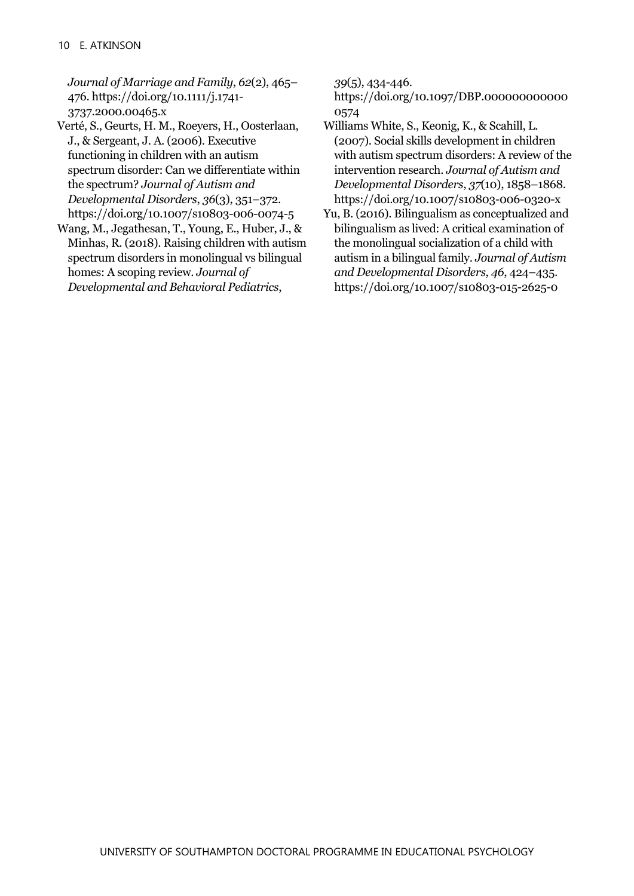*Journal of Marriage and Family*, *62*(2), 465–476. https://doi.org/10.1111/j.1741-3737.2000.00465.x

Verté, S., Geurts, H. M., Roeyers, H., Oosterlaan, J., & Sergeant, J. A. (2006). Executive functioning in children with an autism spectrum disorder: Can we differentiate within the spectrum? *Journal of Autism and Developmental Disorders*, *36*(3), 351–372. https://doi.org/10.1007/s10803-006-0074-5

Wang, M., Jegathesan, T., Young, E., Huber, J., & Minhas, R. (2018). Raising children with autism spectrum disorders in monolingual vs bilingual homes: A scoping review. *Journal of Developmental and Behavioral Pediatrics*, *39*(5), 434-446. https://doi.org/10.1097/DBP.0000000000000574

Williams White, S., Keonig, K., & Scahill, L. (2007). Social skills development in children with autism spectrum disorders: A review of the intervention research. *Journal of Autism and Developmental Disorders*, *37*(10), 1858–1868. https://doi.org/10.1007/s10803-006-0320-x

Yu, B. (2016). Bilingualism as conceptualized and bilingualism as lived: A critical examination of the monolingual socialization of a child with autism in a bilingual family. *Journal of Autism and Developmental Disorders*, *46*, 424–435. https://doi.org/10.1007/s10803-015-2625-0